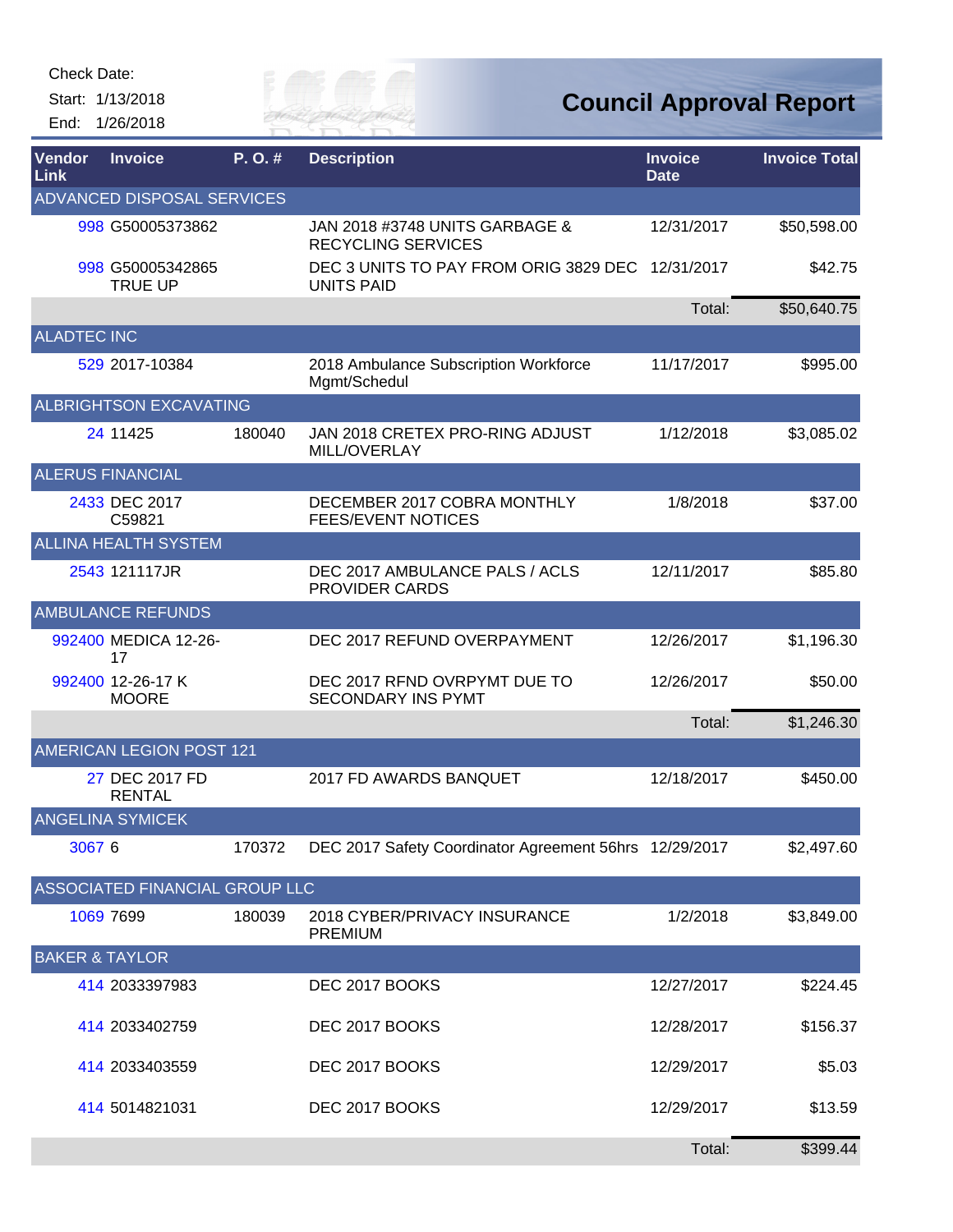Check Date:

Start: 1/13/2018

End: 1/26/2018

# Council Approval Report

| Vendor Link | Invoice | P. O. # | Description | Invoice Date | Invoice Total |
|---|---|---|---|---|---|
| **ADVANCED DISPOSAL SERVICES** | | | | | |
| 998 | G50005373862 | | JAN 2018 #3748 UNITS GARBAGE & RECYCLING SERVICES | 12/31/2017 | $50,598.00 |
| 998 | G50005342865 TRUE UP | | DEC 3 UNITS TO PAY FROM ORIG 3829 DEC UNITS PAID | 12/31/2017 | $42.75 |
| | | | | Total: | $50,640.75 |
| **ALADTEC INC** | | | | | |
| 529 | 2017-10384 | | 2018 Ambulance Subscription Workforce Mgmt/Schedul | 11/17/2017 | $995.00 |
| **ALBRIGHTSON EXCAVATING** | | | | | |
| 24 | 11425 | 180040 | JAN 2018 CRETEX PRO-RING ADJUST MILL/OVERLAY | 1/12/2018 | $3,085.02 |
| **ALERUS FINANCIAL** | | | | | |
| 2433 | DEC 2017 C59821 | | DECEMBER 2017 COBRA MONTHLY FEES/EVENT NOTICES | 1/8/2018 | $37.00 |
| **ALLINA HEALTH SYSTEM** | | | | | |
| 2543 | 121117JR | | DEC 2017 AMBULANCE PALS / ACLS PROVIDER CARDS | 12/11/2017 | $85.80 |
| **AMBULANCE REFUNDS** | | | | | |
| 992400 | MEDICA 12-26-17 | | DEC 2017 REFUND OVERPAYMENT | 12/26/2017 | $1,196.30 |
| 992400 | 12-26-17 K MOORE | | DEC 2017 RFND OVRPYMT DUE TO SECONDARY INS PYMT | 12/26/2017 | $50.00 |
| | | | | Total: | $1,246.30 |
| **AMERICAN LEGION POST 121** | | | | | |
| 27 | DEC 2017 FD RENTAL | | 2017 FD AWARDS BANQUET | 12/18/2017 | $450.00 |
| **ANGELINA SYMICEK** | | | | | |
| 3067 | 6 | 170372 | DEC 2017 Safety Coordinator Agreement 56hrs | 12/29/2017 | $2,497.60 |
| **ASSOCIATED FINANCIAL GROUP LLC** | | | | | |
| 1069 | 7699 | 180039 | 2018 CYBER/PRIVACY INSURANCE PREMIUM | 1/2/2018 | $3,849.00 |
| **BAKER & TAYLOR** | | | | | |
| 414 | 2033397983 | | DEC 2017 BOOKS | 12/27/2017 | $224.45 |
| 414 | 2033402759 | | DEC 2017 BOOKS | 12/28/2017 | $156.37 |
| 414 | 2033403559 | | DEC 2017 BOOKS | 12/29/2017 | $5.03 |
| 414 | 5014821031 | | DEC 2017 BOOKS | 12/29/2017 | $13.59 |
| | | | | Total: | $399.44 |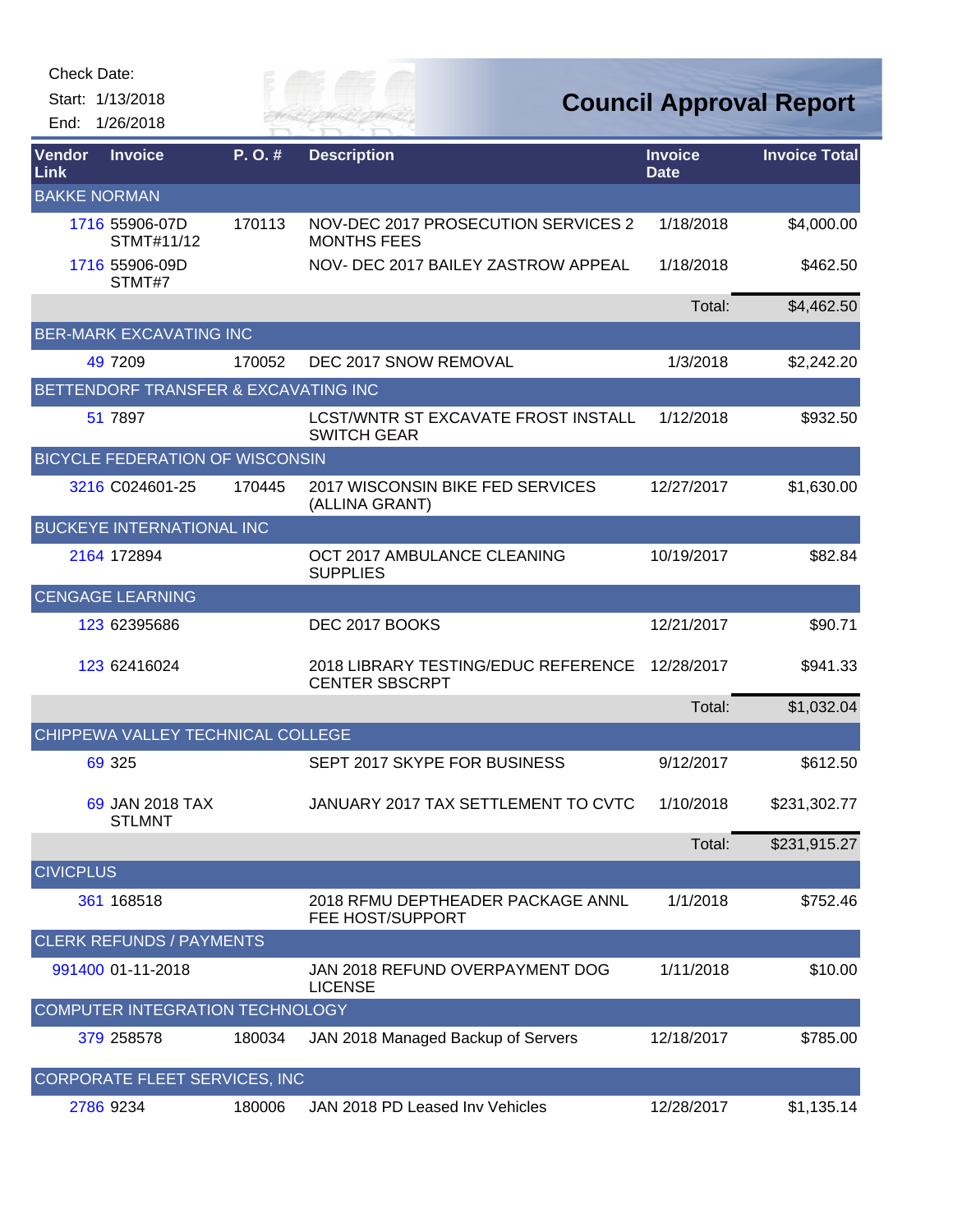Check Date:

Start: 1/13/2018

End: 1/26/2018

# Council Approval Report

| Vendor Link | Invoice | P. O. # | Description | Invoice Date | Invoice Total |
|---|---|---|---|---|---|
| **BAKKE NORMAN** | | | | | |
| 1716 | 55906-07D STMT#11/12 | 170113 | NOV-DEC 2017 PROSECUTION SERVICES 2 MONTHS FEES | 1/18/2018 | $4,000.00 |
| 1716 | 55906-09D STMT#7 | | NOV- DEC 2017 BAILEY ZASTROW APPEAL | 1/18/2018 | $462.50 |
| | | | | Total: | $4,462.50 |
| **BER-MARK EXCAVATING INC** | | | | | |
| 49 | 7209 | 170052 | DEC 2017 SNOW REMOVAL | 1/3/2018 | $2,242.20 |
| **BETTENDORF TRANSFER & EXCAVATING INC** | | | | | |
| 51 | 7897 | | LCST/WNTR ST EXCAVATE FROST INSTALL SWITCH GEAR | 1/12/2018 | $932.50 |
| **BICYCLE FEDERATION OF WISCONSIN** | | | | | |
| 3216 | C024601-25 | 170445 | 2017 WISCONSIN BIKE FED SERVICES (ALLINA GRANT) | 12/27/2017 | $1,630.00 |
| **BUCKEYE INTERNATIONAL INC** | | | | | |
| 2164 | 172894 | | OCT 2017 AMBULANCE CLEANING SUPPLIES | 10/19/2017 | $82.84 |
| **CENGAGE LEARNING** | | | | | |
| 123 | 62395686 | | DEC 2017 BOOKS | 12/21/2017 | $90.71 |
| 123 | 62416024 | | 2018 LIBRARY TESTING/EDUC REFERENCE CENTER SBSCRPT | 12/28/2017 | $941.33 |
| | | | | Total: | $1,032.04 |
| **CHIPPEWA VALLEY TECHNICAL COLLEGE** | | | | | |
| 69 | 325 | | SEPT 2017 SKYPE FOR BUSINESS | 9/12/2017 | $612.50 |
| 69 | JAN 2018 TAX STLMNT | | JANUARY 2017 TAX SETTLEMENT TO CVTC | 1/10/2018 | $231,302.77 |
| | | | | Total: | $231,915.27 |
| **CIVICPLUS** | | | | | |
| 361 | 168518 | | 2018 RFMU DEPTHEADER PACKAGE ANNL FEE HOST/SUPPORT | 1/1/2018 | $752.46 |
| **CLERK REFUNDS / PAYMENTS** | | | | | |
| 991400 | 01-11-2018 | | JAN 2018 REFUND OVERPAYMENT DOG LICENSE | 1/11/2018 | $10.00 |
| **COMPUTER INTEGRATION TECHNOLOGY** | | | | | |
| 379 | 258578 | 180034 | JAN 2018 Managed Backup of Servers | 12/18/2017 | $785.00 |
| **CORPORATE FLEET SERVICES, INC** | | | | | |
| 2786 | 9234 | 180006 | JAN 2018 PD Leased Inv Vehicles | 12/28/2017 | $1,135.14 |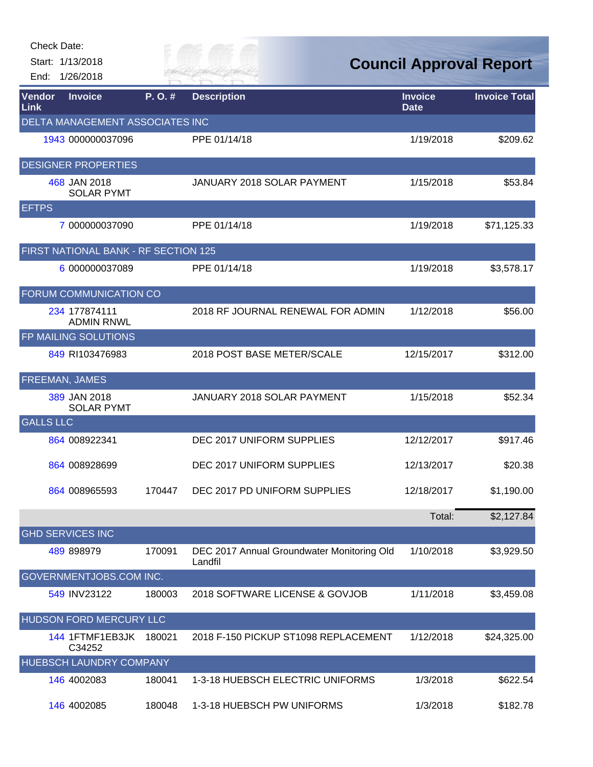Check Date:

Start: 1/13/2018

End: 1/26/2018

# Council Approval Report

| Vendor Link | Invoice | P. O. # | Description | Invoice Date | Invoice Total |
|---|---|---|---|---|---|
| DELTA MANAGEMENT ASSOCIATES INC | | | | | |
| 1943 | 000000037096 | | PPE 01/14/18 | 1/19/2018 | $209.62 |
| DESIGNER PROPERTIES | | | | | |
| 468 | JAN 2018 SOLAR PYMT | | JANUARY 2018 SOLAR PAYMENT | 1/15/2018 | $53.84 |
| EFTPS | | | | | |
| 7 | 000000037090 | | PPE 01/14/18 | 1/19/2018 | $71,125.33 |
| FIRST NATIONAL BANK - RF SECTION 125 | | | | | |
| 6 | 000000037089 | | PPE 01/14/18 | 1/19/2018 | $3,578.17 |
| FORUM COMMUNICATION CO | | | | | |
| 234 | 177874111 ADMIN RNWL | | 2018 RF JOURNAL RENEWAL FOR ADMIN | 1/12/2018 | $56.00 |
| FP MAILING SOLUTIONS | | | | | |
| 849 | RI103476983 | | 2018 POST BASE METER/SCALE | 12/15/2017 | $312.00 |
| FREEMAN, JAMES | | | | | |
| 389 | JAN 2018 SOLAR PYMT | | JANUARY 2018 SOLAR PAYMENT | 1/15/2018 | $52.34 |
| GALLS LLC | | | | | |
| 864 | 008922341 | | DEC 2017 UNIFORM SUPPLIES | 12/12/2017 | $917.46 |
| 864 | 008928699 | | DEC 2017 UNIFORM SUPPLIES | 12/13/2017 | $20.38 |
| 864 | 008965593 | 170447 | DEC 2017 PD UNIFORM SUPPLIES | 12/18/2017 | $1,190.00 |
| | | | | Total: | $2,127.84 |
| GHD SERVICES INC | | | | | |
| 489 | 898979 | 170091 | DEC 2017 Annual Groundwater Monitoring Old Landfil | 1/10/2018 | $3,929.50 |
| GOVERNMENTJOBS.COM INC. | | | | | |
| 549 | INV23122 | 180003 | 2018 SOFTWARE LICENSE & GOVJOB | 1/11/2018 | $3,459.08 |
| HUDSON FORD MERCURY LLC | | | | | |
| 144 | 1FTMF1EB3JK C34252 | 180021 | 2018 F-150 PICKUP ST1098 REPLACEMENT | 1/12/2018 | $24,325.00 |
| HUEBSCH LAUNDRY COMPANY | | | | | |
| 146 | 4002083 | 180041 | 1-3-18 HUEBSCH ELECTRIC UNIFORMS | 1/3/2018 | $622.54 |
| 146 | 4002085 | 180048 | 1-3-18 HUEBSCH PW UNIFORMS | 1/3/2018 | $182.78 |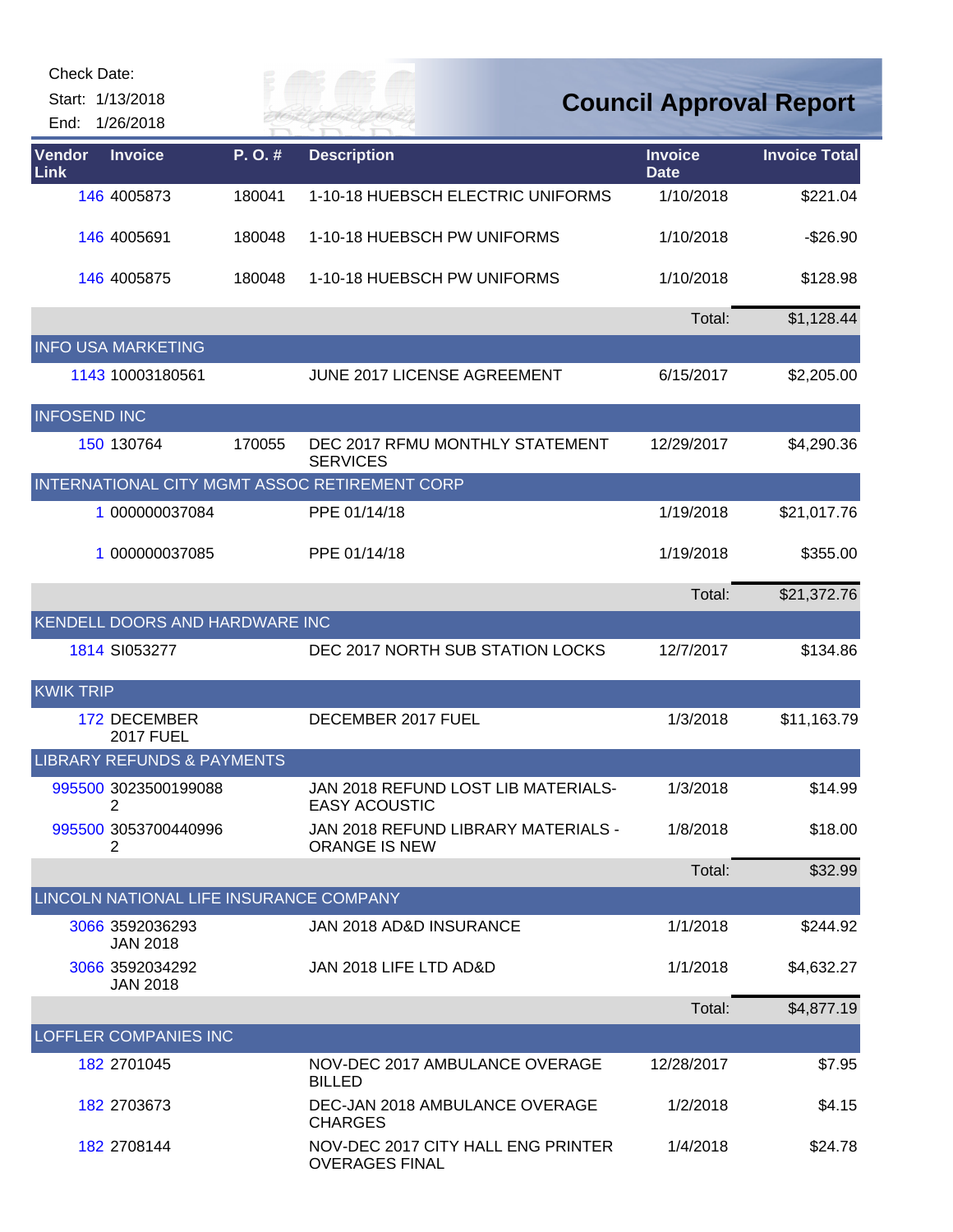Check Date:

Start: 1/13/2018

End: 1/26/2018

# Council Approval Report

| Vendor Link | Invoice | P. O. # | Description | Invoice Date | Invoice Total |
|---|---|---|---|---|---|
| 146 | 4005873 | 180041 | 1-10-18 HUEBSCH ELECTRIC UNIFORMS | 1/10/2018 | $221.04 |
| 146 | 4005691 | 180048 | 1-10-18 HUEBSCH PW UNIFORMS | 1/10/2018 | -$26.90 |
| 146 | 4005875 | 180048 | 1-10-18 HUEBSCH PW UNIFORMS | 1/10/2018 | $128.98 |
| | | | | Total: | $1,128.44 |
| INFO USA MARKETING | | | | | |
| 1143 | 10003180561 | | JUNE 2017 LICENSE AGREEMENT | 6/15/2017 | $2,205.00 |
| INFOSEND INC | | | | | |
| 150 | 130764 | 170055 | DEC 2017 RFMU MONTHLY STATEMENT SERVICES | 12/29/2017 | $4,290.36 |
| INTERNATIONAL CITY MGMT ASSOC RETIREMENT CORP | | | | | |
| 1 | 000000037084 | | PPE 01/14/18 | 1/19/2018 | $21,017.76 |
| 1 | 000000037085 | | PPE 01/14/18 | 1/19/2018 | $355.00 |
| | | | | Total: | $21,372.76 |
| KENDELL DOORS AND HARDWARE INC | | | | | |
| 1814 | SI053277 | | DEC 2017 NORTH SUB STATION LOCKS | 12/7/2017 | $134.86 |
| KWIK TRIP | | | | | |
| 172 | DECEMBER 2017 FUEL | | DECEMBER 2017 FUEL | 1/3/2018 | $11,163.79 |
| LIBRARY REFUNDS & PAYMENTS | | | | | |
| 995500 | 30235001990882 | | JAN 2018 REFUND LOST LIB MATERIALS-EASY ACOUSTIC | 1/3/2018 | $14.99 |
| 995500 | 30537004409962 | | JAN 2018 REFUND LIBRARY MATERIALS - ORANGE IS NEW | 1/8/2018 | $18.00 |
| | | | | Total: | $32.99 |
| LINCOLN NATIONAL LIFE INSURANCE COMPANY | | | | | |
| 3066 | 3592036293 JAN 2018 | | JAN 2018 AD&D INSURANCE | 1/1/2018 | $244.92 |
| 3066 | 3592034292 JAN 2018 | | JAN 2018 LIFE LTD AD&D | 1/1/2018 | $4,632.27 |
| | | | | Total: | $4,877.19 |
| LOFFLER COMPANIES INC | | | | | |
| 182 | 2701045 | | NOV-DEC 2017 AMBULANCE OVERAGE BILLED | 12/28/2017 | $7.95 |
| 182 | 2703673 | | DEC-JAN 2018 AMBULANCE OVERAGE CHARGES | 1/2/2018 | $4.15 |
| 182 | 2708144 | | NOV-DEC 2017 CITY HALL ENG PRINTER OVERAGES FINAL | 1/4/2018 | $24.78 |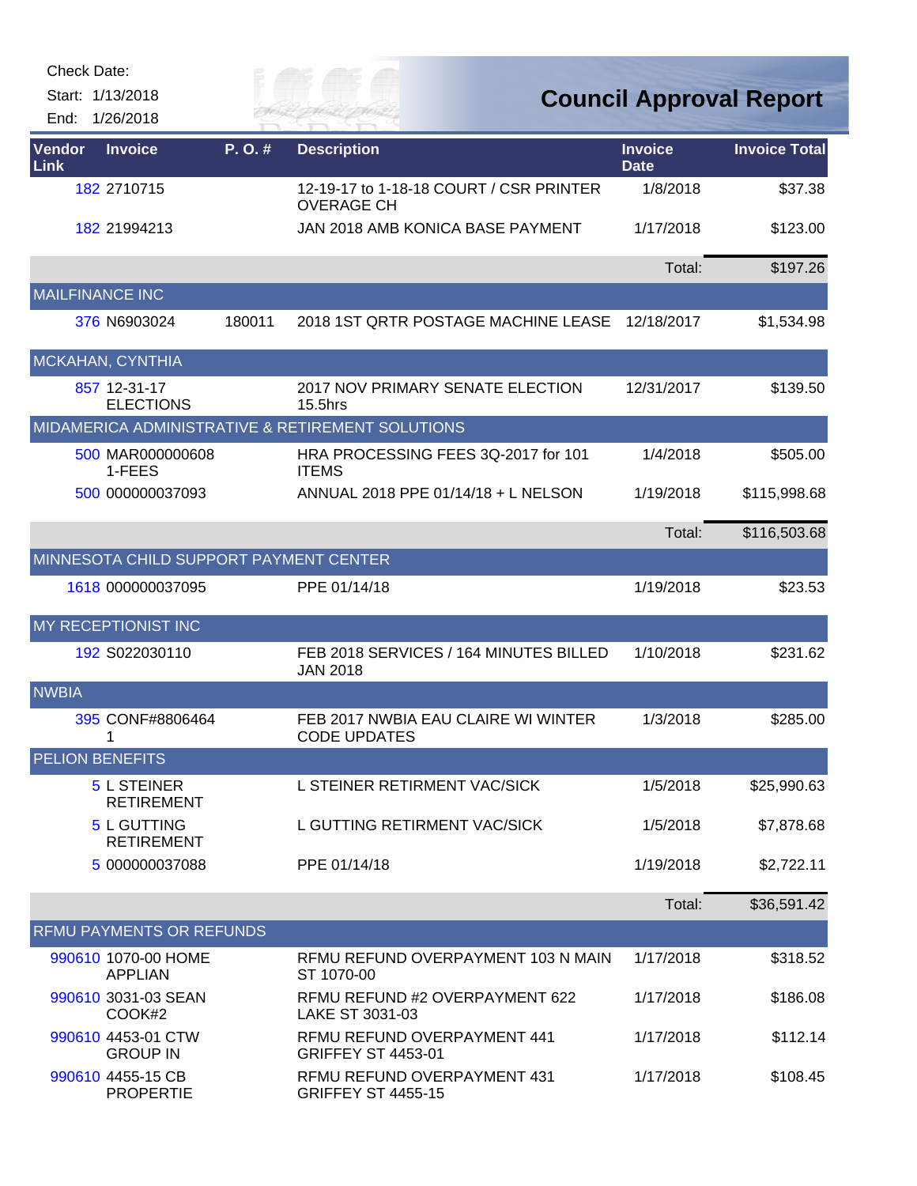Check Date:

Start: 1/13/2018

End: 1/26/2018

# Council Approval Report

| Vendor Link | Invoice | P. O. # | Description | Invoice Date | Invoice Total |
|---|---|---|---|---|---|
| 182 | 2710715 | | 12-19-17 to 1-18-18 COURT / CSR PRINTER OVERAGE CH | 1/8/2018 | $37.38 |
| 182 | 21994213 | | JAN 2018 AMB KONICA BASE PAYMENT | 1/17/2018 | $123.00 |
| | | | | Total: | $197.26 |
| MAILFINANCE INC | | | | | |
| 376 | N6903024 | 180011 | 2018 1ST QRTR POSTAGE MACHINE LEASE | 12/18/2017 | $1,534.98 |
| MCKAHAN, CYNTHIA | | | | | |
| 857 | 12-31-17 ELECTIONS | | 2017 NOV PRIMARY SENATE ELECTION 15.5hrs | 12/31/2017 | $139.50 |
| MIDAMERICA ADMINISTRATIVE & RETIREMENT SOLUTIONS | | | | | |
| 500 | MAR000000608 1-FEES | | HRA PROCESSING FEES 3Q-2017 for 101 ITEMS | 1/4/2018 | $505.00 |
| 500 | 000000037093 | | ANNUAL 2018 PPE 01/14/18 + L NELSON | 1/19/2018 | $115,998.68 |
| | | | | Total: | $116,503.68 |
| MINNESOTA CHILD SUPPORT PAYMENT CENTER | | | | | |
| 1618 | 000000037095 | | PPE 01/14/18 | 1/19/2018 | $23.53 |
| MY RECEPTIONIST INC | | | | | |
| 192 | S022030110 | | FEB 2018 SERVICES / 164 MINUTES BILLED JAN 2018 | 1/10/2018 | $231.62 |
| NWBIA | | | | | |
| 395 | CONF#8806464 1 | | FEB 2017 NWBIA EAU CLAIRE WI WINTER CODE UPDATES | 1/3/2018 | $285.00 |
| PELION BENEFITS | | | | | |
| 5 | L STEINER RETIREMENT | | L STEINER RETIRMENT VAC/SICK | 1/5/2018 | $25,990.63 |
| 5 | L GUTTING RETIREMENT | | L GUTTING RETIRMENT VAC/SICK | 1/5/2018 | $7,878.68 |
| 5 | 000000037088 | | PPE 01/14/18 | 1/19/2018 | $2,722.11 |
| | | | | Total: | $36,591.42 |
| RFMU PAYMENTS OR REFUNDS | | | | | |
| 990610 | 1070-00 HOME APPLIAN | | RFMU REFUND OVERPAYMENT 103 N MAIN ST 1070-00 | 1/17/2018 | $318.52 |
| 990610 | 3031-03 SEAN COOK#2 | | RFMU REFUND #2 OVERPAYMENT 622 LAKE ST 3031-03 | 1/17/2018 | $186.08 |
| 990610 | 4453-01 CTW GROUP IN | | RFMU REFUND OVERPAYMENT 441 GRIFFEY ST 4453-01 | 1/17/2018 | $112.14 |
| 990610 | 4455-15 CB PROPERTIE | | RFMU REFUND OVERPAYMENT 431 GRIFFEY ST 4455-15 | 1/17/2018 | $108.45 |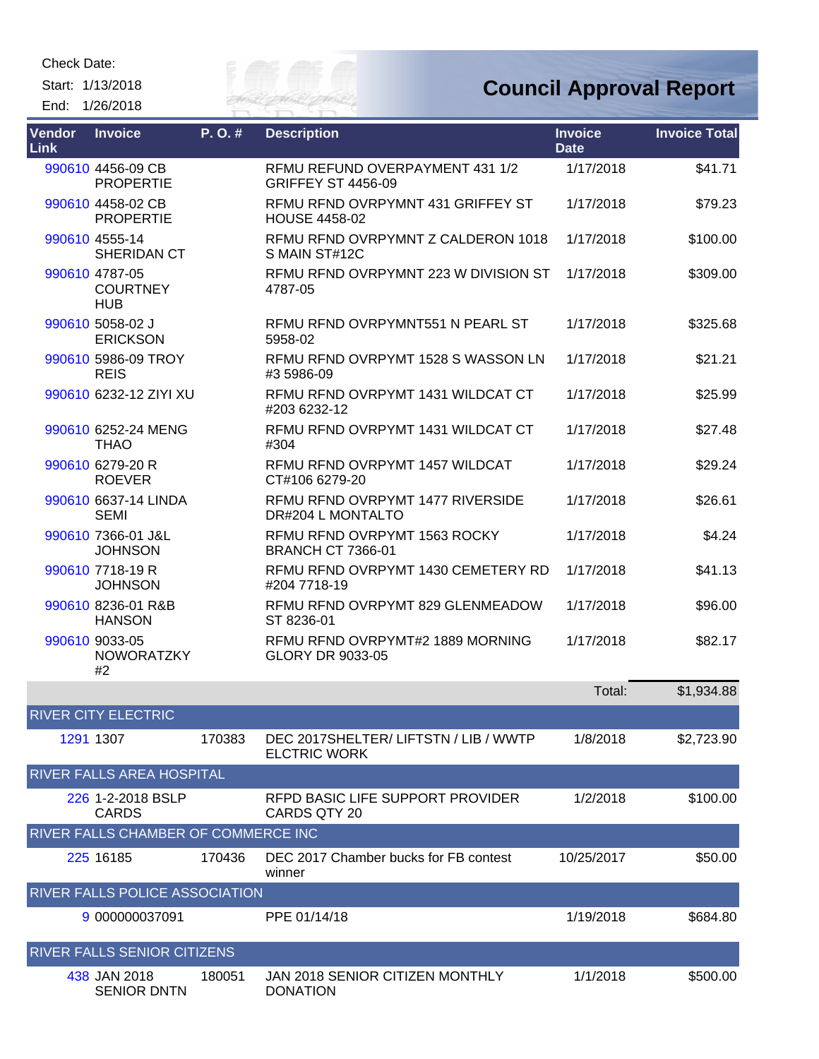Check Date:

Start: 1/13/2018

End: 1/26/2018

# Council Approval Report

| Vendor Link | Invoice | P. O. # | Description | Invoice Date | Invoice Total |
|---|---|---|---|---|---|
| 990610 | 4456-09 CB PROPERTIE | | RFMU REFUND OVERPAYMENT 431 1/2 GRIFFEY ST 4456-09 | 1/17/2018 | $41.71 |
| 990610 | 4458-02 CB PROPERTIE | | RFMU RFND OVRPYMNT 431 GRIFFEY ST HOUSE 4458-02 | 1/17/2018 | $79.23 |
| 990610 | 4555-14 SHERIDAN CT | | RFMU RFND OVRPYMNT Z CALDERON 1018 S MAIN ST#12C | 1/17/2018 | $100.00 |
| 990610 | 4787-05 COURTNEY HUB | | RFMU RFND OVRPYMNT 223 W DIVISION ST 4787-05 | 1/17/2018 | $309.00 |
| 990610 | 5058-02 J ERICKSON | | RFMU RFND OVRPYMNT551 N PEARL ST 5958-02 | 1/17/2018 | $325.68 |
| 990610 | 5986-09 TROY REIS | | RFMU RFND OVRPYMT 1528 S WASSON LN #3 5986-09 | 1/17/2018 | $21.21 |
| 990610 | 6232-12 ZIYI XU | | RFMU RFND OVRPYMT 1431 WILDCAT CT #203 6232-12 | 1/17/2018 | $25.99 |
| 990610 | 6252-24 MENG THAO | | RFMU RFND OVRPYMT 1431 WILDCAT CT #304 | 1/17/2018 | $27.48 |
| 990610 | 6279-20 R ROEVER | | RFMU RFND OVRPYMT 1457 WILDCAT CT#106 6279-20 | 1/17/2018 | $29.24 |
| 990610 | 6637-14 LINDA SEMI | | RFMU RFND OVRPYMT 1477 RIVERSIDE DR#204 L MONTALTO | 1/17/2018 | $26.61 |
| 990610 | 7366-01 J&L JOHNSON | | RFMU RFND OVRPYMT 1563 ROCKY BRANCH CT 7366-01 | 1/17/2018 | $4.24 |
| 990610 | 7718-19 R JOHNSON | | RFMU RFND OVRPYMT 1430 CEMETERY RD #204 7718-19 | 1/17/2018 | $41.13 |
| 990610 | 8236-01 R&B HANSON | | RFMU RFND OVRPYMT 829 GLENMEADOW ST 8236-01 | 1/17/2018 | $96.00 |
| 990610 | 9033-05 NOWORATZKY #2 | | RFMU RFND OVRPYMT#2 1889 MORNING GLORY DR 9033-05 | 1/17/2018 | $82.17 |
| | | | | Total: | $1,934.88 |
| **RIVER CITY ELECTRIC** | | | | | |
| 1291 | 1307 | 170383 | DEC 2017SHELTER/ LIFTSTN / LIB / WWTP ELCTRIC WORK | 1/8/2018 | $2,723.90 |
| **RIVER FALLS AREA HOSPITAL** | | | | | |
| 226 | 1-2-2018 BSLP CARDS | | RFPD BASIC LIFE SUPPORT PROVIDER CARDS QTY 20 | 1/2/2018 | $100.00 |
| **RIVER FALLS CHAMBER OF COMMERCE INC** | | | | | |
| 225 | 16185 | 170436 | DEC 2017 Chamber bucks for FB contest winner | 10/25/2017 | $50.00 |
| **RIVER FALLS POLICE ASSOCIATION** | | | | | |
| 9 | 000000037091 | | PPE 01/14/18 | 1/19/2018 | $684.80 |
| **RIVER FALLS SENIOR CITIZENS** | | | | | |
| 438 | JAN 2018 SENIOR DNTN | 180051 | JAN 2018 SENIOR CITIZEN MONTHLY DONATION | 1/1/2018 | $500.00 |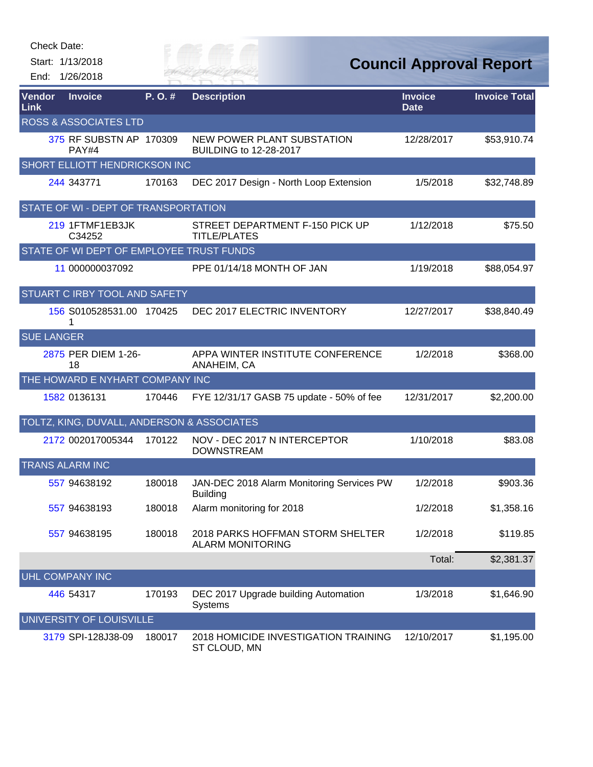Check Date:

Start: 1/13/2018

End: 1/26/2018

# Council Approval Report

| Vendor Link | Invoice | P. O. # | Description | Invoice Date | Invoice Total |
|---|---|---|---|---|---|
| ROSS & ASSOCIATES LTD | | | | | |
| 375 | RF SUBSTN AP PAY#4 | 170309 | NEW POWER PLANT SUBSTATION BUILDING to 12-28-2017 | 12/28/2017 | $53,910.74 |
| SHORT ELLIOTT HENDRICKSON INC | | | | | |
| 244 | 343771 | 170163 | DEC 2017 Design - North Loop Extension | 1/5/2018 | $32,748.89 |
| STATE OF WI - DEPT OF TRANSPORTATION | | | | | |
| 219 | 1FTMF1EB3JK C34252 | | STREET DEPARTMENT F-150 PICK UP TITLE/PLATES | 1/12/2018 | $75.50 |
| STATE OF WI DEPT OF EMPLOYEE TRUST FUNDS | | | | | |
| 11 | 000000037092 | | PPE 01/14/18 MONTH OF JAN | 1/19/2018 | $88,054.97 |
| STUART C IRBY TOOL AND SAFETY | | | | | |
| 156 | S010528531.00 1 | 170425 | DEC 2017 ELECTRIC INVENTORY | 12/27/2017 | $38,840.49 |
| SUE LANGER | | | | | |
| 2875 | PER DIEM 1-26-18 | | APPA WINTER INSTITUTE CONFERENCE ANAHEIM, CA | 1/2/2018 | $368.00 |
| THE HOWARD E NYHART COMPANY INC | | | | | |
| 1582 | 0136131 | 170446 | FYE 12/31/17 GASB 75 update - 50% of fee | 12/31/2017 | $2,200.00 |
| TOLTZ, KING, DUVALL, ANDERSON & ASSOCIATES | | | | | |
| 2172 | 002017005344 | 170122 | NOV - DEC 2017 N INTERCEPTOR DOWNSTREAM | 1/10/2018 | $83.08 |
| TRANS ALARM INC | | | | | |
| 557 | 94638192 | 180018 | JAN-DEC 2018 Alarm Monitoring Services PW Building | 1/2/2018 | $903.36 |
| 557 | 94638193 | 180018 | Alarm monitoring for 2018 | 1/2/2018 | $1,358.16 |
| 557 | 94638195 | 180018 | 2018 PARKS HOFFMAN STORM SHELTER ALARM MONITORING | 1/2/2018 | $119.85 |
| | | | | Total: | $2,381.37 |
| UHL COMPANY INC | | | | | |
| 446 | 54317 | 170193 | DEC 2017 Upgrade building Automation Systems | 1/3/2018 | $1,646.90 |
| UNIVERSITY OF LOUISVILLE | | | | | |
| 3179 | SPI-128J38-09 | 180017 | 2018 HOMICIDE INVESTIGATION TRAINING ST CLOUD, MN | 12/10/2017 | $1,195.00 |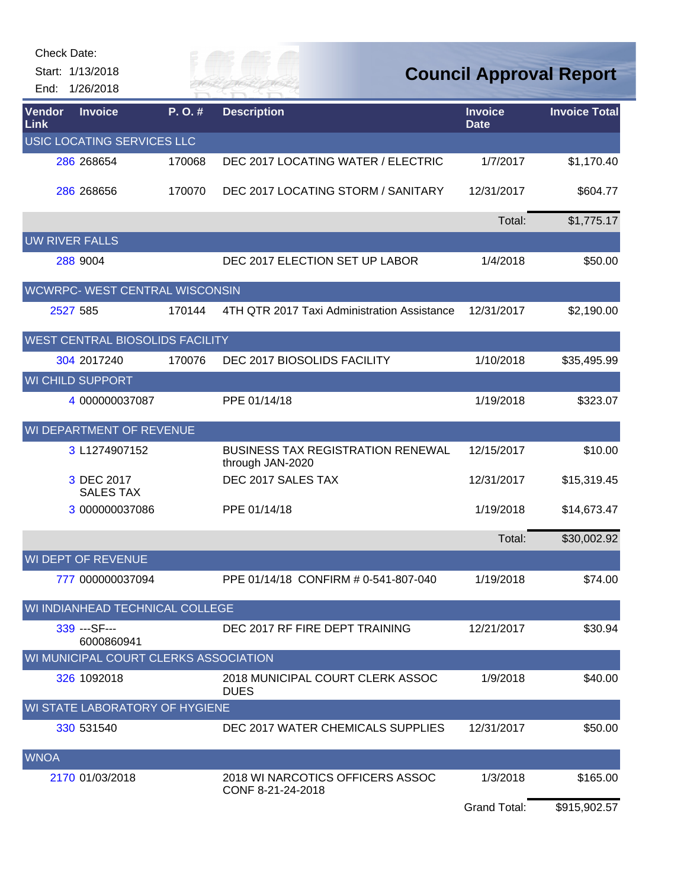Check Date:

Start: 1/13/2018

End: 1/26/2018

# Council Approval Report

| Vendor Link | Invoice | P. O. # | Description | Invoice Date | Invoice Total |
|---|---|---|---|---|---|
| USIC LOCATING SERVICES LLC | | | | | |
| 286 | 268654 | 170068 | DEC 2017 LOCATING WATER / ELECTRIC | 1/7/2017 | $1,170.40 |
| 286 | 268656 | 170070 | DEC 2017 LOCATING STORM / SANITARY | 12/31/2017 | $604.77 |
| | | | | Total: | $1,775.17 |
| UW RIVER FALLS | | | | | |
| 288 | 9004 | | DEC 2017 ELECTION SET UP LABOR | 1/4/2018 | $50.00 |
| WCWRPC- WEST CENTRAL WISCONSIN | | | | | |
| 2527 | 585 | 170144 | 4TH QTR 2017 Taxi Administration Assistance | 12/31/2017 | $2,190.00 |
| WEST CENTRAL BIOSOLIDS FACILITY | | | | | |
| 304 | 2017240 | 170076 | DEC 2017 BIOSOLIDS FACILITY | 1/10/2018 | $35,495.99 |
| WI CHILD SUPPORT | | | | | |
| 4 | 000000037087 | | PPE 01/14/18 | 1/19/2018 | $323.07 |
| WI DEPARTMENT OF REVENUE | | | | | |
| 3 | L1274907152 | | BUSINESS TAX REGISTRATION RENEWAL through JAN-2020 | 12/15/2017 | $10.00 |
| 3 | DEC 2017 SALES TAX | | DEC 2017 SALES TAX | 12/31/2017 | $15,319.45 |
| 3 | 000000037086 | | PPE 01/14/18 | 1/19/2018 | $14,673.47 |
| | | | | Total: | $30,002.92 |
| WI DEPT OF REVENUE | | | | | |
| 777 | 000000037094 | | PPE 01/14/18 CONFIRM # 0-541-807-040 | 1/19/2018 | $74.00 |
| WI INDIANHEAD TECHNICAL COLLEGE | | | | | |
| 339 | ---SF--- 6000860941 | | DEC 2017 RF FIRE DEPT TRAINING | 12/21/2017 | $30.94 |
| WI MUNICIPAL COURT CLERKS ASSOCIATION | | | | | |
| 326 | 1092018 | | 2018 MUNICIPAL COURT CLERK ASSOC DUES | 1/9/2018 | $40.00 |
| WI STATE LABORATORY OF HYGIENE | | | | | |
| 330 | 531540 | | DEC 2017 WATER CHEMICALS SUPPLIES | 12/31/2017 | $50.00 |
| WNOA | | | | | |
| 2170 | 01/03/2018 | | 2018 WI NARCOTICS OFFICERS ASSOC CONF 8-21-24-2018 | 1/3/2018 | $165.00 |
| | | | | Grand Total: | $915,902.57 |